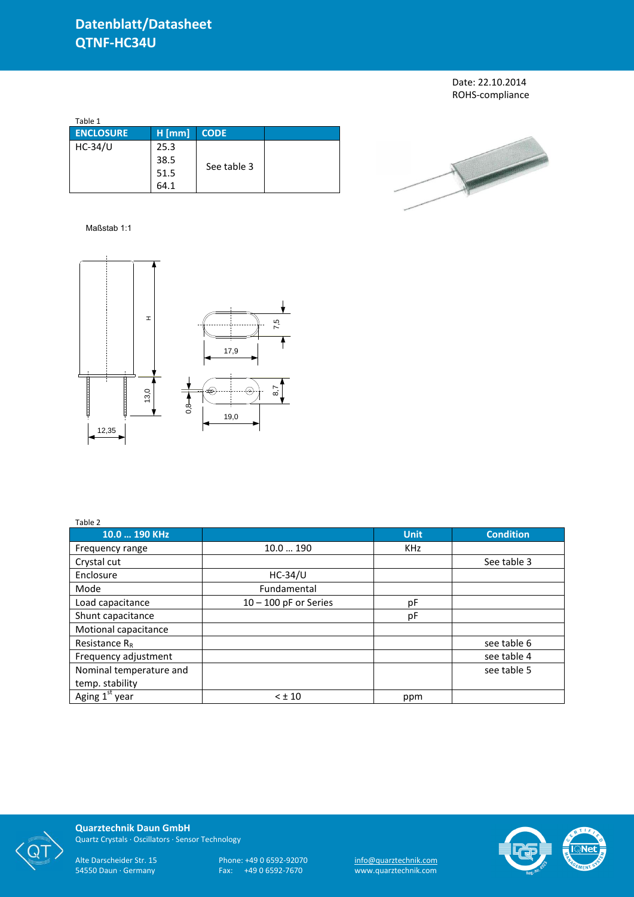# Datenblatt/Datasheet
# QTNF-HC34U

Date: 22.10.2014
ROHS-compliance

Table 1

| ENCLOSURE | H [mm] | CODE | |
|---|---|---|---|
| HC-34/U | 25.3<br>38.5<br>51.5<br>64.1 | See table 3 | |

Maßstab 1:1

H
13,0
12,35
7,5
17,9
0,8
8,7
19,0

Table 2

| 10.0 … 190 KHz | | Unit | Condition |
|---|---|---|---|
| Frequency range | 10.0 … 190 | KHz | |
| Crystal cut | | | See table 3 |
| Enclosure | HC-34/U | | |
| Mode | Fundamental | | |
| Load capacitance | 10 – 100 pF or Series | pF | |
| Shunt capacitance | | pF | |
| Motional capacitance | | | |
| Resistance $R_R$ | | | see table 6 |
| Frequency adjustment | | | see table 4 |
| Nominal temperature and temp. stability | | | see table 5 |
| Aging 1st year | < ± 10 | ppm | |

**Quarztechnik Daun GmbH**
Quartz Crystals · Oscillators · Sensor Technology

Alte Darscheider Str. 15
54550 Daun · Germany

Phone: +49 0 6592-92070
Fax: +49 0 6592-7670

info@quarztechnik.com
www.quarztechnik.com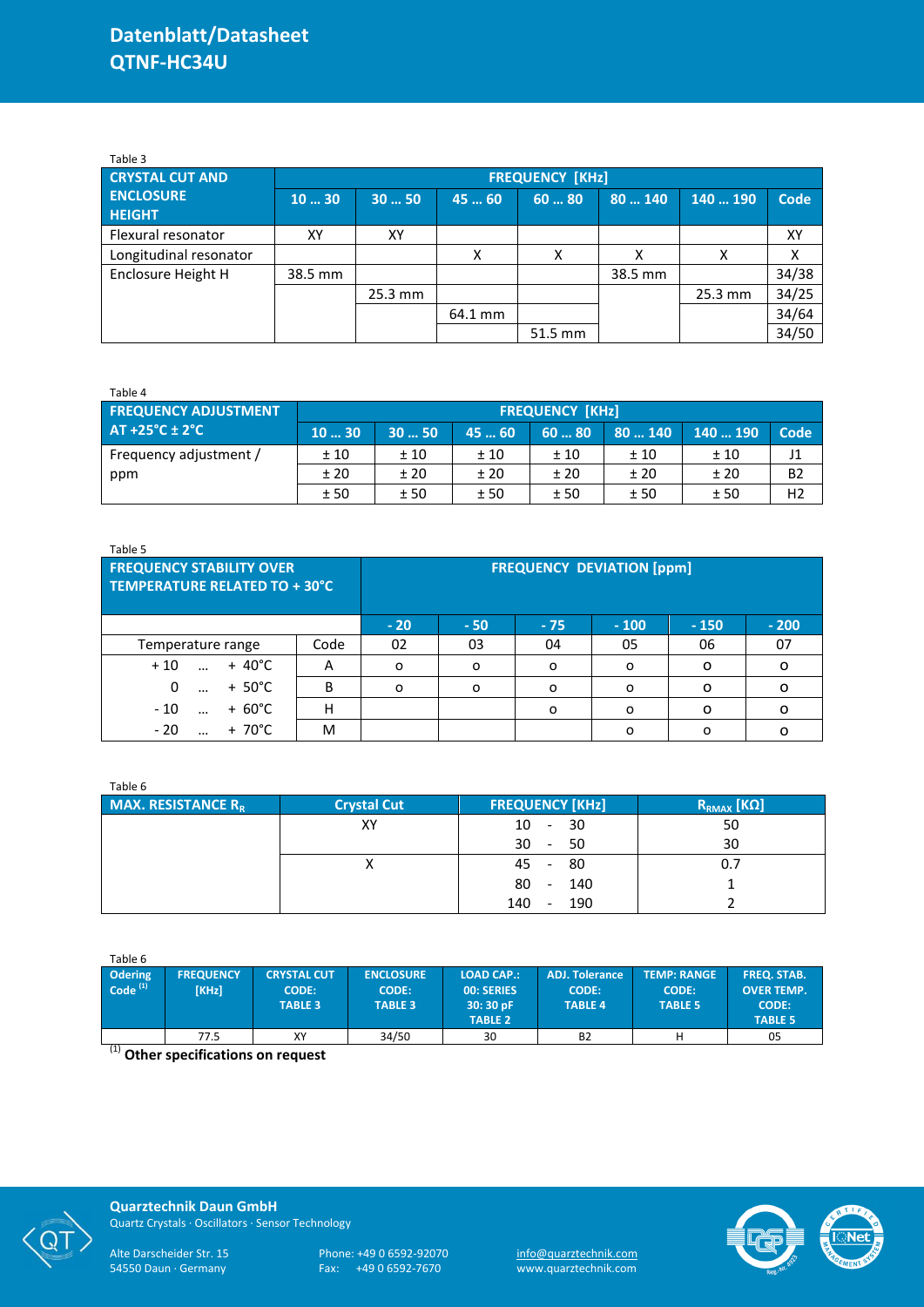Table 3

| CRYSTAL CUT AND ENCLOSURE HEIGHT | FREQUENCY [KHz] | | | | | | |
|---|---|---|---|---|---|---|---|
| | 10 … 30 | 30 … 50 | 45 … 60 | 60 … 80 | 80 … 140 | 140 … 190 | Code |
| Flexural resonator | XY | XY | | | | | XY |
| Longitudinal resonator | | | X | X | X | X | X |
| Enclosure Height H | 38.5 mm | | | | 38.5 mm | | 34/38 |
| | | 25.3 mm | | | | 25.3 mm | 34/25 |
| | | | 64.1 mm | | | | 34/64 |
| | | | | 51.5 mm | | | 34/50 |

Table 4

| FREQUENCY ADJUSTMENT AT +25°C ± 2°C | FREQUENCY [KHz] | | | | | | |
|---|---|---|---|---|---|---|---|
| | 10 … 30 | 30 … 50 | 45 … 60 | 60 … 80 | 80 … 140 | 140 … 190 | Code |
| Frequency adjustment / ppm | ± 10 | ± 10 | ± 10 | ± 10 | ± 10 | ± 10 | J1 |
| | ± 20 | ± 20 | ± 20 | ± 20 | ± 20 | ± 20 | B2 |
| | ± 50 | ± 50 | ± 50 | ± 50 | ± 50 | ± 50 | H2 |

Table 5

| FREQUENCY STABILITY OVER TEMPERATURE RELATED TO + 30°C | | FREQUENCY DEVIATION [ppm] | | | | | |
|---|---|---|---|---|---|---|---|
| | | - 20 | - 50 | - 75 | - 100 | - 150 | - 200 |
| Temperature range | Code | 02 | 03 | 04 | 05 | 06 | 07 |
| + 10 … + 40°C | A | o | o | o | o | o | o |
| 0 … + 50°C | B | o | o | o | o | o | o |
| - 10 … + 60°C | H | | | o | o | o | o |
| - 20 … + 70°C | M | | | | o | o | o |

Table 6

| MAX. RESISTANCE $R_R$ | Crystal Cut | FREQUENCY [KHz] | $R_{RMAX}$ [KΩ] |
|---|---|---|---|
| | XY | 10 - 30 | 50 |
| | | 30 - 50 | 30 |
| | X | 45 - 80 | 0.7 |
| | | 80 - 140 | 1 |
| | | 140 - 190 | 2 |

Table 6

| Odering Code [(1)] | FREQUENCY [KHz] | CRYSTAL CUT CODE: TABLE 3 | ENCLOSURE CODE: TABLE 3 | LOAD CAP.: 00: SERIES 30: 30 pF TABLE 2 | ADJ. Tolerance CODE: TABLE 4 | TEMP: RANGE CODE: TABLE 5 | FREQ. STAB. OVER TEMP. CODE: TABLE 5 |
|---|---|---|---|---|---|---|---|
| | 77.5 | XY | 34/50 | 30 | B2 | H | 05 |

[(1)] **Other specifications on request**